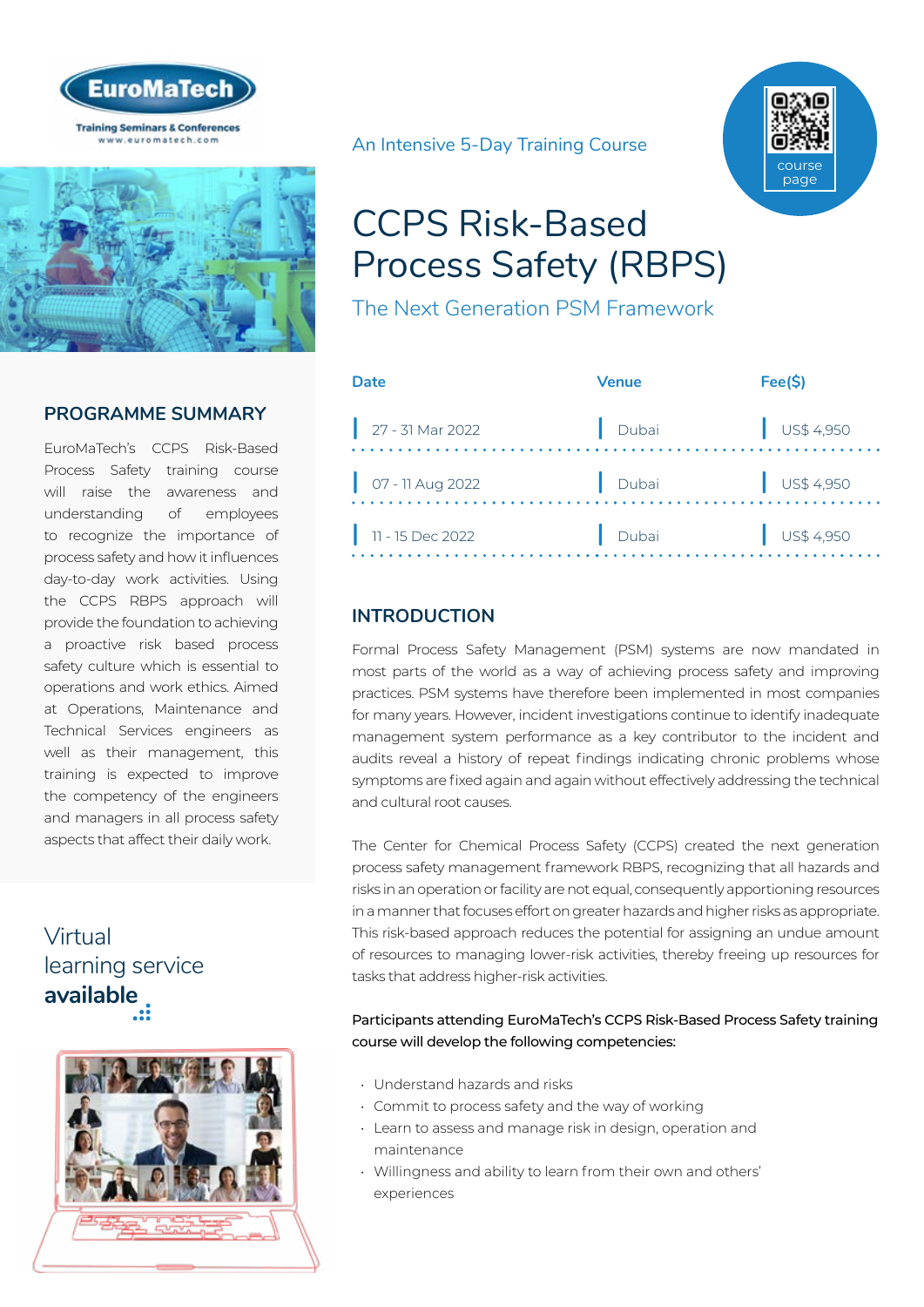An Intensive 5-Day Training Course

# CCPS Risk-Based Process Safety (RBPS)

## The Next Generation PSM Framework

| Date | Venue | Fee($) |
|---|---|---|
| 27 - 31 Mar 2022 | Dubai | US$ 4,950 |
| 07 - 11 Aug 2022 | Dubai | US$ 4,950 |
| 11 - 15 Dec 2022 | Dubai | US$ 4,950 |

## PROGRAMME SUMMARY

EuroMaTech's CCPS Risk-Based Process Safety training course will raise the awareness and understanding of employees to recognize the importance of process safety and how it influences day-to-day work activities. Using the CCPS RBPS approach will provide the foundation to achieving a proactive risk based process safety culture which is essential to operations and work ethics. Aimed at Operations, Maintenance and Technical Services engineers as well as their management, this training is expected to improve the competency of the engineers and managers in all process safety aspects that affect their daily work.

Virtual learning service **available**

## INTRODUCTION

Formal Process Safety Management (PSM) systems are now mandated in most parts of the world as a way of achieving process safety and improving practices. PSM systems have therefore been implemented in most companies for many years. However, incident investigations continue to identify inadequate management system performance as a key contributor to the incident and audits reveal a history of repeat findings indicating chronic problems whose symptoms are fixed again and again without effectively addressing the technical and cultural root causes.

The Center for Chemical Process Safety (CCPS) created the next generation process safety management framework RBPS, recognizing that all hazards and risks in an operation or facility are not equal, consequently apportioning resources in a manner that focuses effort on greater hazards and higher risks as appropriate. This risk-based approach reduces the potential for assigning an undue amount of resources to managing lower-risk activities, thereby freeing up resources for tasks that address higher-risk activities.

**Participants attending EuroMaTech's CCPS Risk-Based Process Safety training course will develop the following competencies:**

- Understand hazards and risks
- Commit to process safety and the way of working
- Learn to assess and manage risk in design, operation and maintenance
- Willingness and ability to learn from their own and others' experiences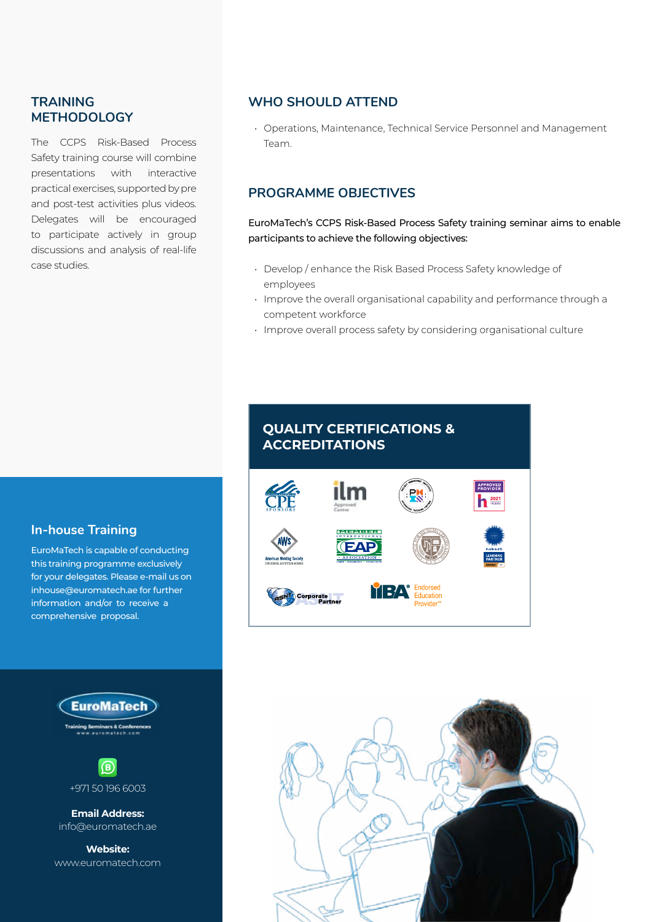## TRAINING METHODOLOGY

The CCPS Risk-Based Process Safety training course will combine presentations with interactive practical exercises, supported by pre and post-test activities plus videos. Delegates will be encouraged to participate actively in group discussions and analysis of real-life case studies.

## WHO SHOULD ATTEND

- Operations, Maintenance, Technical Service Personnel and Management Team.

## PROGRAMME OBJECTIVES

EuroMaTech's CCPS Risk-Based Process Safety training seminar aims to enable participants to achieve the following objectives:

- Develop / enhance the Risk Based Process Safety knowledge of employees
- Improve the overall organisational capability and performance through a competent workforce
- Improve overall process safety by considering organisational culture

## In-house Training

EuroMaTech is capable of conducting this training programme exclusively for your delegates. Please e-mail us on inhouse@euromatech.ae for further information and/or to receive a comprehensive proposal.

## QUALITY CERTIFICATIONS & ACCREDITATIONS

EuroMaTech
Training Seminars & Conferences
www.euromatech.com

+971 50 196 6003

**Email Address:**
info@euromatech.ae

**Website:**
www.euromatech.com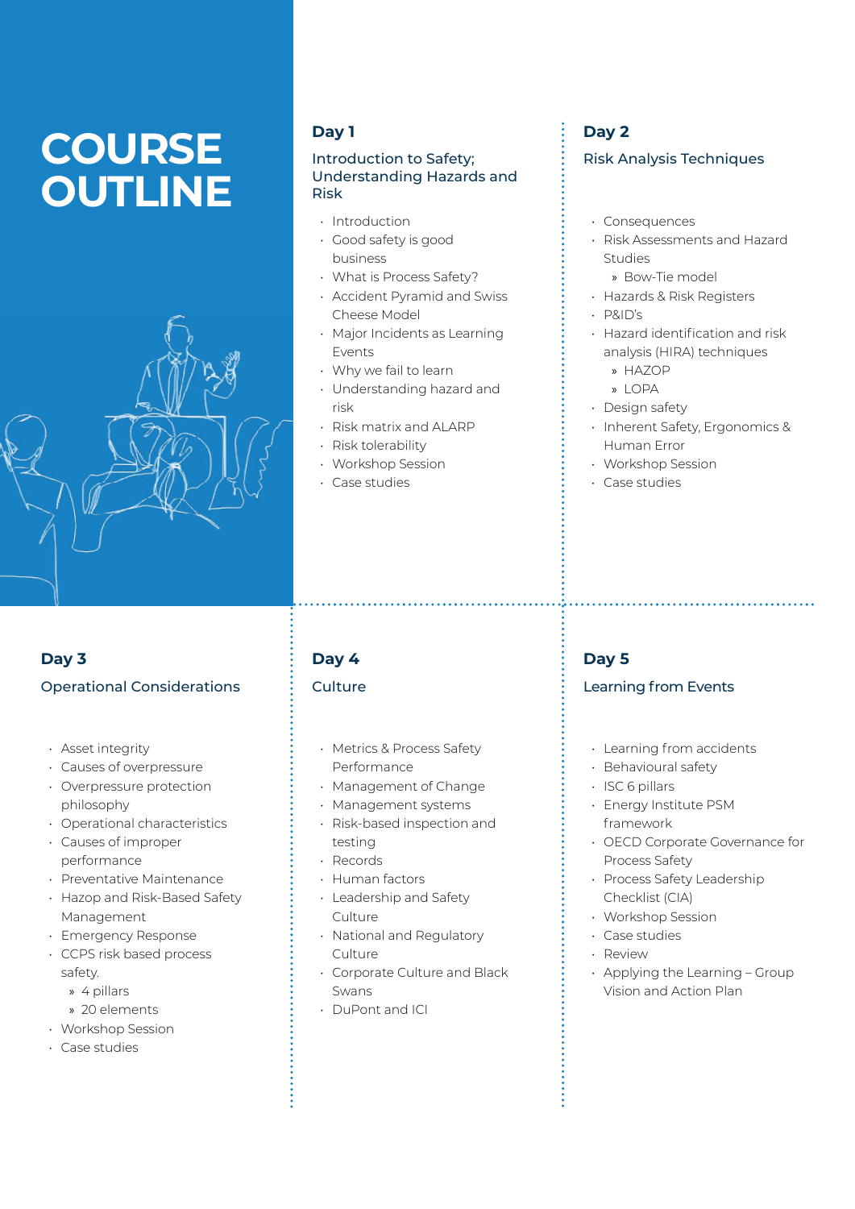# COURSE OUTLINE

## Day 1

### Introduction to Safety; Understanding Hazards and Risk

- Introduction
- Good safety is good business
- What is Process Safety?
- Accident Pyramid and Swiss Cheese Model
- Major Incidents as Learning Events
- Why we fail to learn
- Understanding hazard and risk
- Risk matrix and ALARP
- Risk tolerability
- Workshop Session
- Case studies

## Day 2

### Risk Analysis Techniques

- Consequences
- Risk Assessments and Hazard Studies
  - Bow-Tie model
- Hazards & Risk Registers
- P&ID's
- Hazard identification and risk analysis (HIRA) techniques
  - HAZOP
  - LOPA
- Design safety
- Inherent Safety, Ergonomics & Human Error
- Workshop Session
- Case studies

## Day 3

### Operational Considerations

- Asset integrity
- Causes of overpressure
- Overpressure protection philosophy
- Operational characteristics
- Causes of improper performance
- Preventative Maintenance
- Hazop and Risk-Based Safety Management
- Emergency Response
- CCPS risk based process safety.
  - 4 pillars
  - 20 elements
- Workshop Session
- Case studies

## Day 4

### Culture

- Metrics & Process Safety Performance
- Management of Change
- Management systems
- Risk-based inspection and testing
- Records
- Human factors
- Leadership and Safety Culture
- National and Regulatory Culture
- Corporate Culture and Black Swans
- DuPont and ICI

## Day 5

### Learning from Events

- Learning from accidents
- Behavioural safety
- ISC 6 pillars
- Energy Institute PSM framework
- OECD Corporate Governance for Process Safety
- Process Safety Leadership Checklist (CIA)
- Workshop Session
- Case studies
- Review
- Applying the Learning – Group Vision and Action Plan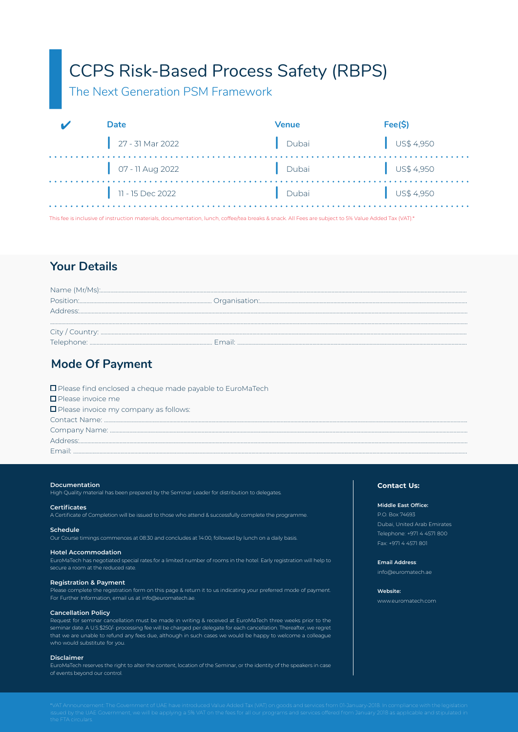# CCPS Risk-Based Process Safety (RBPS)

## The Next Generation PSM Framework

| ✔ | Date | Venue | Fee($) |
|---|---|---|---|
| | 27 - 31 Mar 2022 | Dubai | US$ 4,950 |
| | 07 - 11 Aug 2022 | Dubai | US$ 4,950 |
| | 11 - 15 Dec 2022 | Dubai | US$ 4,950 |

This fee is inclusive of instruction materials, documentation, lunch, coffee/tea breaks & snack. All Fees are subject to 5% Value Added Tax (VAT).*

## Your Details

Name (Mr/Ms):........................................

Position:........................ Organisation:........................

Address:........................................

........................................

City / Country: ........................................

Telephone: ........................ Email: ........................

## Mode Of Payment

☐ Please find enclosed a cheque made payable to EuroMaTech

☐ Please invoice me

☐ Please invoice my company as follows:

Contact Name: ........................................

Company Name: ........................................

Address:........................................

Email: ........................................

**Documentation**
High Quality material has been prepared by the Seminar Leader for distribution to delegates.

**Certificates**
A Certificate of Completion will be issued to those who attend & successfully complete the programme.

**Schedule**
Our Course timings commences at 08:30 and concludes at 14:00, followed by lunch on a daily basis.

**Hotel Accommodation**
EuroMaTech has negotiated special rates for a limited number of rooms in the hotel. Early registration will help to secure a room at the reduced rate.

**Registration & Payment**
Please complete the registration form on this page & return it to us indicating your preferred mode of payment. For Further Information, email us at info@euromatech.ae.

**Cancellation Policy**
Request for seminar cancellation must be made in writing & received at EuroMaTech three weeks prior to the seminar date. A U.S.$250/- processing fee will be charged per delegate for each cancellation. Thereafter, we regret that we are unable to refund any fees due, although in such cases we would be happy to welcome a colleague who would substitute for you.

**Disclaimer**
EuroMaTech reserves the right to alter the content, location of the Seminar, or the identity of the speakers in case of events beyond our control.

**Contact Us:**

**Middle East Office:**
P.O. Box 74693
Dubai, United Arab Emirates
Telephone: +971 4 4571 800
Fax: +971 4 4571 801

**Email Address**:
info@euromatech.ae

**Website:**
www.euromatech.com

*VAT Announcement: The Government of UAE have introduced Value Added Tax (VAT) on goods and services from 01-January-2018. In compliance with the legislation issued by the UAE Government, we will be applying a 5% VAT on the fees for all our programs and services offered from January 2018 as applicable and stipulated in the FTA circulars.